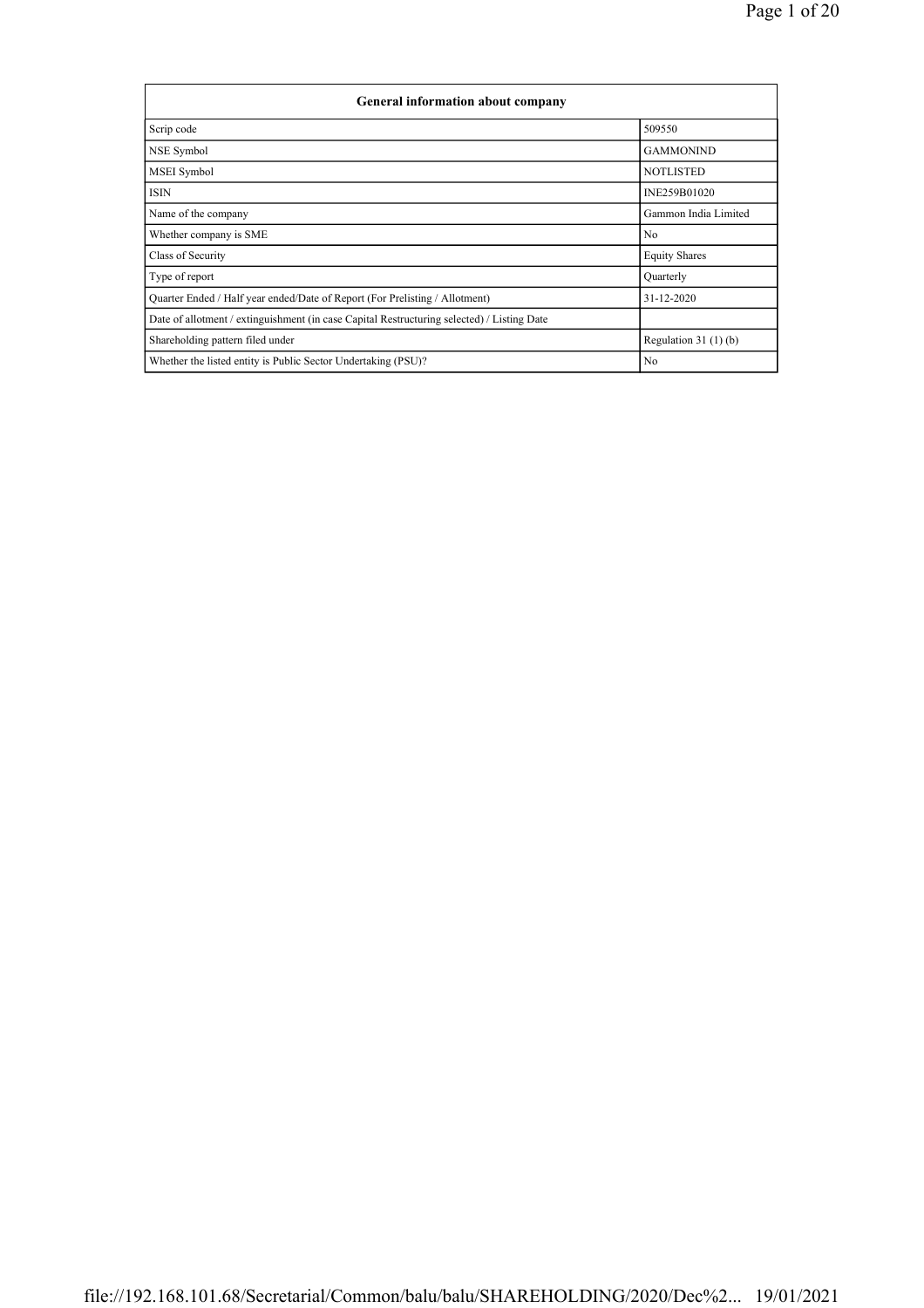| General information about company | |
|---|---|
| Scrip code | 509550 |
| NSE Symbol | GAMMONIND |
| MSEI Symbol | NOTLISTED |
| ISIN | INE259B01020 |
| Name of the company | Gammon India Limited |
| Whether company is SME | No |
| Class of Security | Equity Shares |
| Type of report | Quarterly |
| Quarter Ended / Half year ended/Date of Report (For Prelisting / Allotment) | 31-12-2020 |
| Date of allotment / extinguishment (in case Capital Restructuring selected) / Listing Date | |
| Shareholding pattern filed under | Regulation 31 (1) (b) |
| Whether the listed entity is Public Sector Undertaking (PSU)? | No |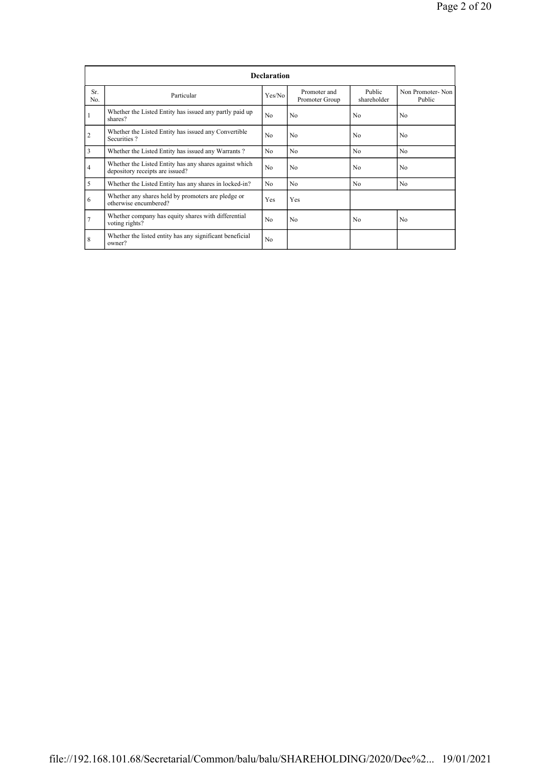| Declaration | | | | | |
|---|---|---|---|---|---|
| Sr. No. | Particular | Yes/No | Promoter and Promoter Group | Public shareholder | Non Promoter- Non Public |
| 1 | Whether the Listed Entity has issued any partly paid up shares? | No | No | No | No |
| 2 | Whether the Listed Entity has issued any Convertible Securities ? | No | No | No | No |
| 3 | Whether the Listed Entity has issued any Warrants ? | No | No | No | No |
| 4 | Whether the Listed Entity has any shares against which depository receipts are issued? | No | No | No | No |
| 5 | Whether the Listed Entity has any shares in locked-in? | No | No | No | No |
| 6 | Whether any shares held by promoters are pledge or otherwise encumbered? | Yes | Yes | | |
| 7 | Whether company has equity shares with differential voting rights? | No | No | No | No |
| 8 | Whether the listed entity has any significant beneficial owner? | No | | | |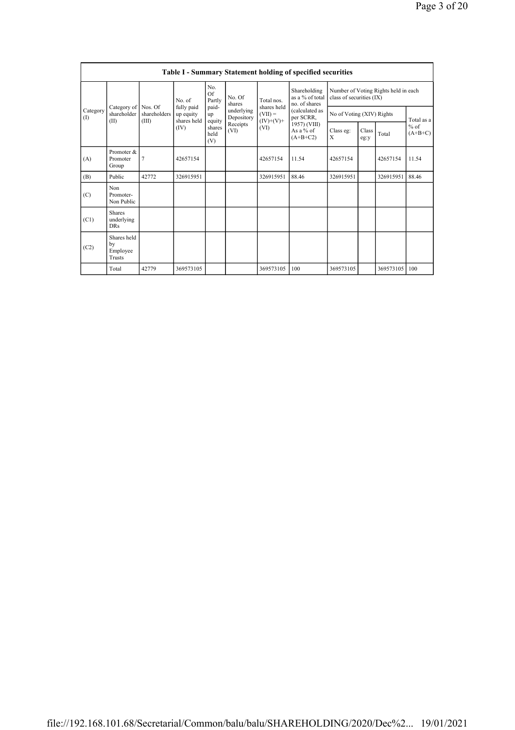## Table I - Summary Statement holding of specified securities

| Category (I) | Category of shareholder (II) | Nos. Of shareholders (III) | No. of fully paid up equity shares held (IV) | No. Of Partly paid-up equity shares held (V) | No. Of shares underlying Depository Receipts (VI) | Total nos. shares held (VII) = (IV)+(V)+ (VI) | Shareholding as a % of total no. of shares (calculated as per SCRR, 1957) (VIII) As a % of (A+B+C2) | Number of Voting Rights held in each class of securities (IX) | | | |
|---|---|---|---|---|---|---|---|---|---|---|---|
| | | | | | | | | No of Voting (XIV) Rights | | | Total as a % of (A+B+C) |
| | | | | | | | | Class eg: X | Class eg:y | Total | |
| (A) | Promoter & Promoter Group | 7 | 42657154 | | | 42657154 | 11.54 | 42657154 | | 42657154 | 11.54 |
| (B) | Public | 42772 | 326915951 | | | 326915951 | 88.46 | 326915951 | | 326915951 | 88.46 |
| (C) | Non Promoter- Non Public | | | | | | | | | | |
| (C1) | Shares underlying DRs | | | | | | | | | | |
| (C2) | Shares held by Employee Trusts | | | | | | | | | | |
| | Total | 42779 | 369573105 | | | 369573105 | 100 | 369573105 | | 369573105 | 100 |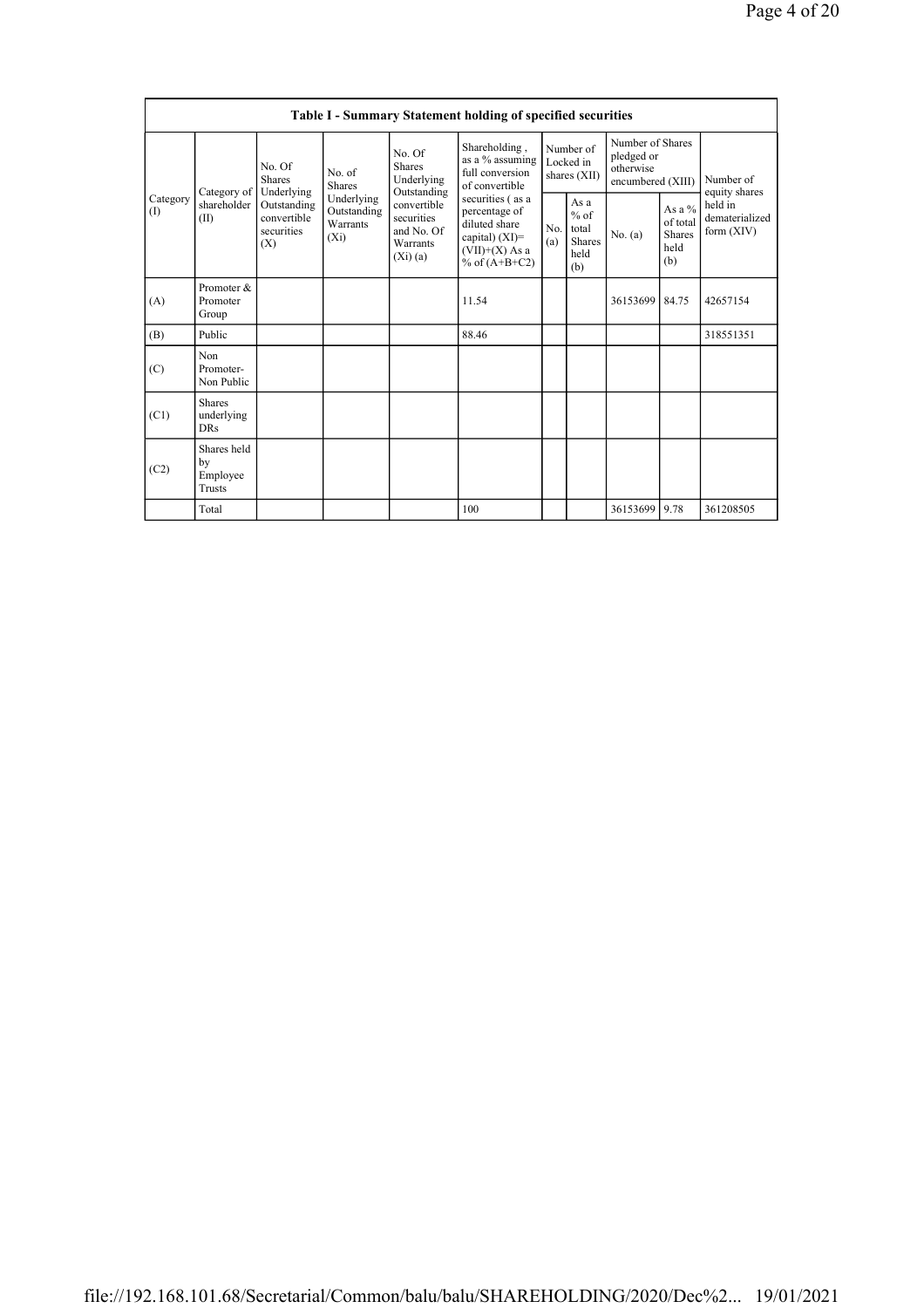| Table I - Summary Statement holding of specified securities | | | | | | | | | | |
|---|---|---|---|---|---|---|---|---|---|---|
| Category (I) | Category of shareholder (II) | No. Of Shares Underlying Outstanding convertible securities (X) | No. of Shares Underlying Outstanding Warrants (Xi) | No. Of Shares Underlying Outstanding convertible securities and No. Of Warrants (Xi) (a) | Shareholding , as a % assuming full conversion of convertible securities ( as a percentage of diluted share capital) (XI)= (VII)+(X) As a % of (A+B+C2) | Number of Locked in shares (XII) | | Number of Shares pledged or otherwise encumbered (XIII) | | Number of equity shares held in dematerialized form (XIV) |
| | | | | | | No. (a) | As a % of total Shares held (b) | No. (a) | As a % of total Shares held (b) | |
| (A) | Promoter & Promoter Group | | | | 11.54 | | | 36153699 | 84.75 | 42657154 |
| (B) | Public | | | | 88.46 | | | | | 318551351 |
| (C) | Non Promoter- Non Public | | | | | | | | | |
| (C1) | Shares underlying DRs | | | | | | | | | |
| (C2) | Shares held by Employee Trusts | | | | | | | | | |
| | Total | | | | 100 | | | 36153699 | 9.78 | 361208505 |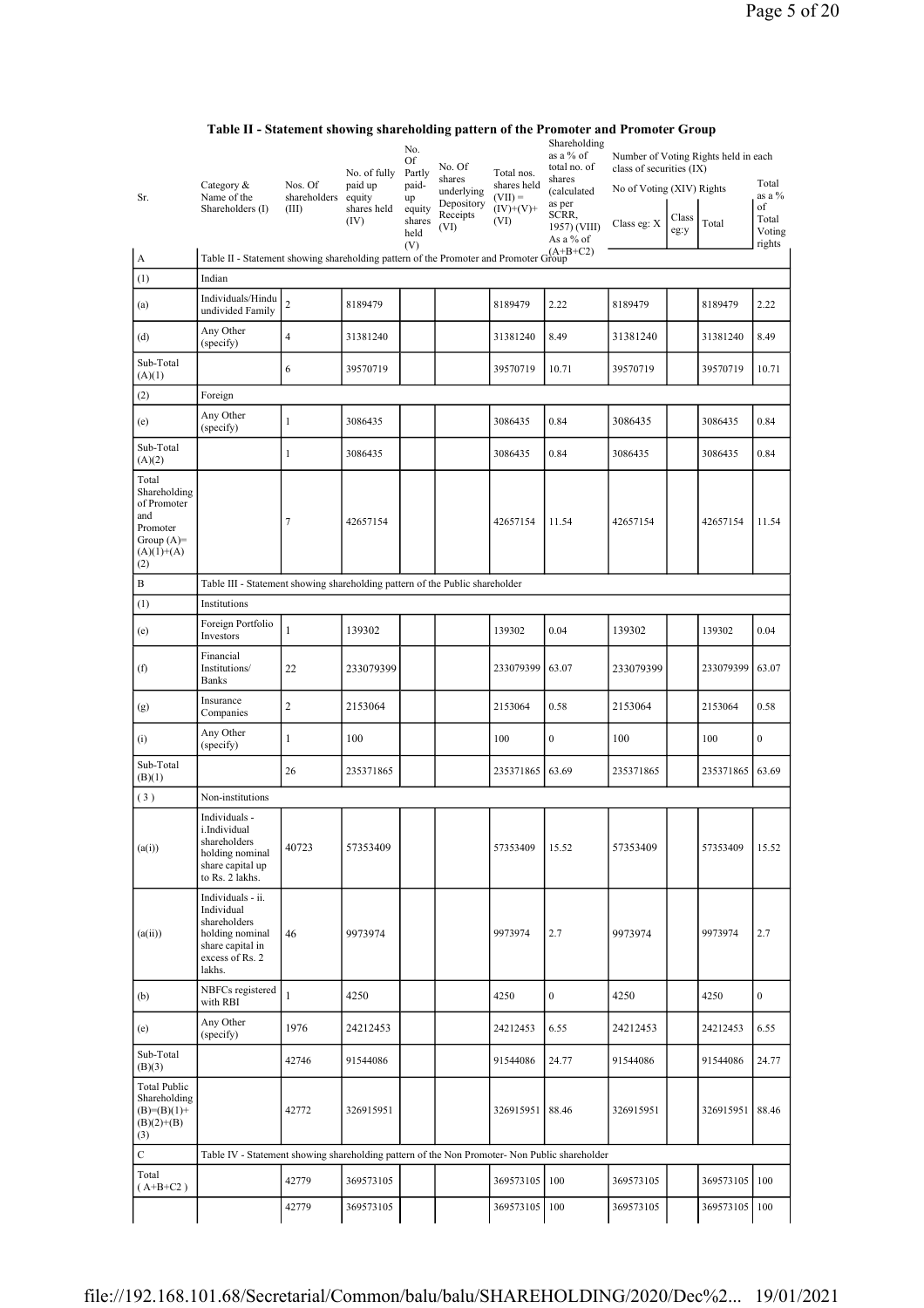## Table II - Statement showing shareholding pattern of the Promoter and Promoter Group

| Sr. | Category & Name of the Shareholders (I) | Nos. Of shareholders (III) | No. of fully paid up equity shares held (IV) | No. Of Partly paid-up equity shares held (V) | No. Of shares underlying Depository Receipts (VI) | Total nos. shares held (VII) = (IV)+(V)+ (VI) | Shareholding as a % of total no. of shares (calculated as per SCRR, 1957) (VIII) As a % of (A+B+C2) | Number of Voting Rights held in each class of securities (IX) | | | |
|---|---|---|---|---|---|---|---|---|---|---|---|
| | | | | | | | | No of Voting (XIV) Rights | | | Total as a % of Total Voting rights |
| | | | | | | | | Class eg: X | Class eg:y | Total | |
| A | Table II - Statement showing shareholding pattern of the Promoter and Promoter Group | | | | | | | | | | |
| (1) | Indian | | | | | | | | | | |
| (a) | Individuals/Hindu undivided Family | 2 | 8189479 | | | 8189479 | 2.22 | 8189479 | | 8189479 | 2.22 |
| (d) | Any Other (specify) | 4 | 31381240 | | | 31381240 | 8.49 | 31381240 | | 31381240 | 8.49 |
| Sub-Total (A)(1) | | 6 | 39570719 | | | 39570719 | 10.71 | 39570719 | | 39570719 | 10.71 |
| (2) | Foreign | | | | | | | | | | |
| (e) | Any Other (specify) | 1 | 3086435 | | | 3086435 | 0.84 | 3086435 | | 3086435 | 0.84 |
| Sub-Total (A)(2) | | 1 | 3086435 | | | 3086435 | 0.84 | 3086435 | | 3086435 | 0.84 |
| Total Shareholding of Promoter and Promoter Group (A)= (A)(1)+(A)(2) | | 7 | 42657154 | | | 42657154 | 11.54 | 42657154 | | 42657154 | 11.54 |
| B | Table III - Statement showing shareholding pattern of the Public shareholder | | | | | | | | | | |
| (1) | Institutions | | | | | | | | | | |
| (e) | Foreign Portfolio Investors | 1 | 139302 | | | 139302 | 0.04 | 139302 | | 139302 | 0.04 |
| (f) | Financial Institutions/ Banks | 22 | 233079399 | | | 233079399 | 63.07 | 233079399 | | 233079399 | 63.07 |
| (g) | Insurance Companies | 2 | 2153064 | | | 2153064 | 0.58 | 2153064 | | 2153064 | 0.58 |
| (i) | Any Other (specify) | 1 | 100 | | | 100 | 0 | 100 | | 100 | 0 |
| Sub-Total (B)(1) | | 26 | 235371865 | | | 235371865 | 63.69 | 235371865 | | 235371865 | 63.69 |
| (3) | Non-institutions | | | | | | | | | | |
| (a(i)) | Individuals - i.Individual shareholders holding nominal share capital up to Rs. 2 lakhs. | 40723 | 57353409 | | | 57353409 | 15.52 | 57353409 | | 57353409 | 15.52 |
| (a(ii)) | Individuals - ii. Individual shareholders holding nominal share capital in excess of Rs. 2 lakhs. | 46 | 9973974 | | | 9973974 | 2.7 | 9973974 | | 9973974 | 2.7 |
| (b) | NBFCs registered with RBI | 1 | 4250 | | | 4250 | 0 | 4250 | | 4250 | 0 |
| (e) | Any Other (specify) | 1976 | 24212453 | | | 24212453 | 6.55 | 24212453 | | 24212453 | 6.55 |
| Sub-Total (B)(3) | | 42746 | 91544086 | | | 91544086 | 24.77 | 91544086 | | 91544086 | 24.77 |
| Total Public Shareholding (B)=(B)(1)+(B)(2)+(B)(3) | | 42772 | 326915951 | | | 326915951 | 88.46 | 326915951 | | 326915951 | 88.46 |
| C | Table IV - Statement showing shareholding pattern of the Non Promoter- Non Public shareholder | | | | | | | | | | |
| Total ( A+B+C2 ) | | 42779 | 369573105 | | | 369573105 | 100 | 369573105 | | 369573105 | 100 |
| | | 42779 | 369573105 | | | 369573105 | 100 | 369573105 | | 369573105 | 100 |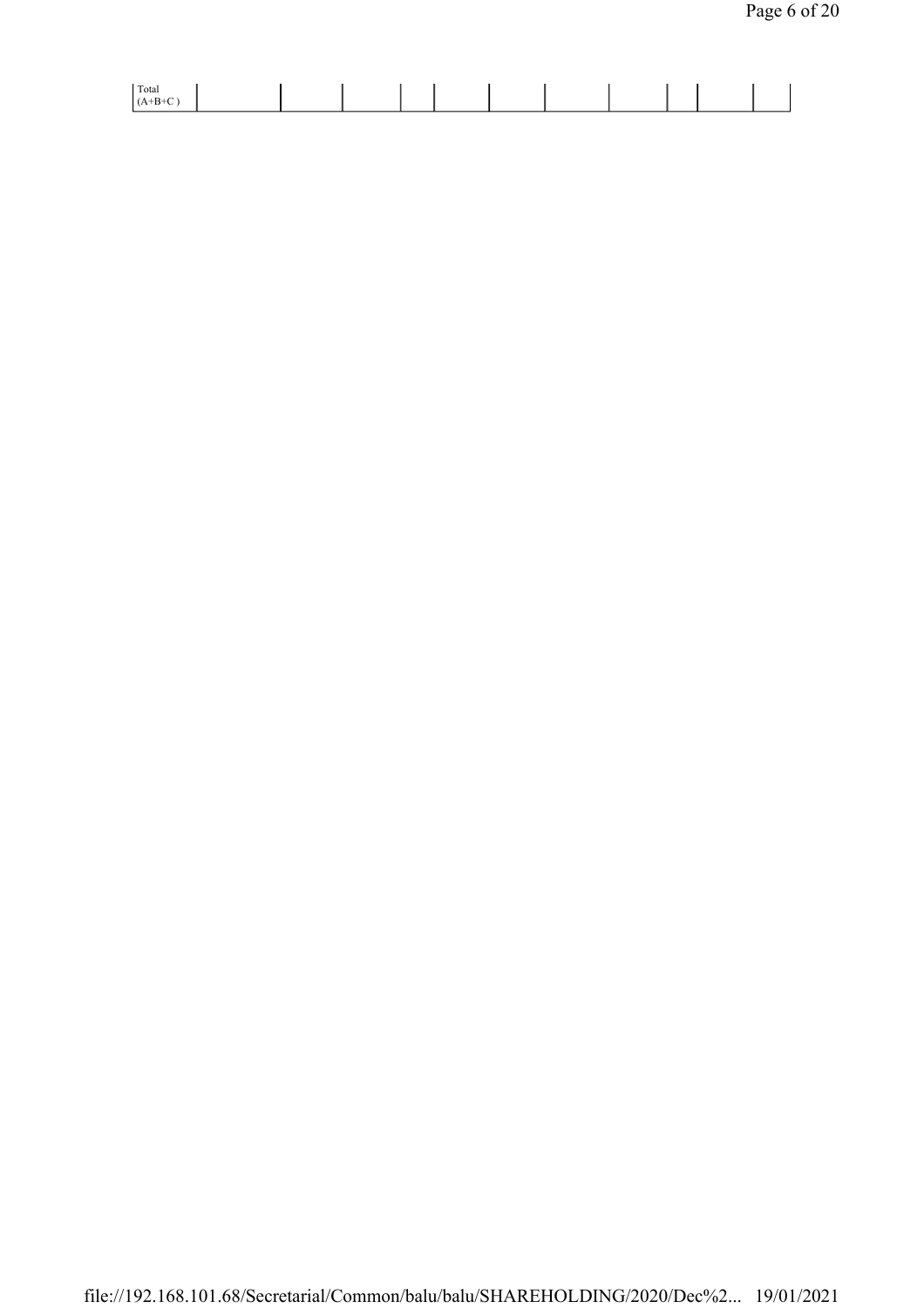| Total (A+B+C ) | | | | | | | | | | | |
|---|---|---|---|---|---|---|---|---|---|---|---|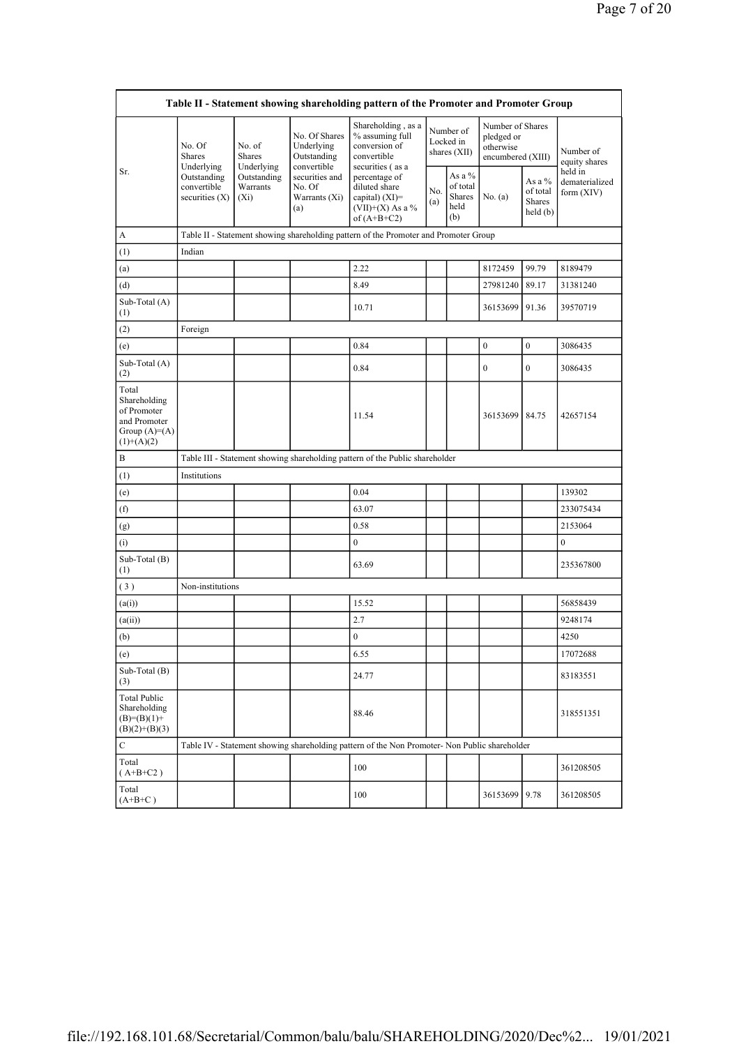| Table II - Statement showing shareholding pattern of the Promoter and Promoter Group | | | | | | | | | |
|---|---|---|---|---|---|---|---|---|---|
| Sr. | No. Of Shares Underlying Outstanding convertible securities (X) | No. of Shares Underlying Outstanding Warrants (Xi) | No. Of Shares Underlying Outstanding convertible securities and No. Of Warrants (Xi) (a) | Shareholding , as a % assuming full conversion of convertible securities ( as a percentage of diluted share capital) (XI)= (VII)+(X) As a % of (A+B+C2) | Number of Locked in shares (XII) | | Number of Shares pledged or otherwise encumbered (XIII) | | Number of equity shares held in dematerialized form (XIV) |
| | | | | | No. (a) | As a % of total Shares held (b) | No. (a) | As a % of total Shares held (b) | |
| A | Table II - Statement showing shareholding pattern of the Promoter and Promoter Group | | | | | | | | |
| (1) | Indian | | | | | | | | |
| (a) | | | | 2.22 | | | 8172459 | 99.79 | 8189479 |
| (d) | | | | 8.49 | | | 27981240 | 89.17 | 31381240 |
| Sub-Total (A)(1) | | | | 10.71 | | | 36153699 | 91.36 | 39570719 |
| (2) | Foreign | | | | | | | | |
| (e) | | | | 0.84 | | | 0 | 0 | 3086435 |
| Sub-Total (A)(2) | | | | 0.84 | | | 0 | 0 | 3086435 |
| Total Shareholding of Promoter and Promoter Group (A)=(A)(1)+(A)(2) | | | | 11.54 | | | 36153699 | 84.75 | 42657154 |
| B | Table III - Statement showing shareholding pattern of the Public shareholder | | | | | | | | |
| (1) | Institutions | | | | | | | | |
| (e) | | | | 0.04 | | | | | 139302 |
| (f) | | | | 63.07 | | | | | 233075434 |
| (g) | | | | 0.58 | | | | | 2153064 |
| (i) | | | | 0 | | | | | 0 |
| Sub-Total (B)(1) | | | | 63.69 | | | | | 235367800 |
| ( 3 ) | Non-institutions | | | | | | | | |
| (a(i)) | | | | 15.52 | | | | | 56858439 |
| (a(ii)) | | | | 2.7 | | | | | 9248174 |
| (b) | | | | 0 | | | | | 4250 |
| (e) | | | | 6.55 | | | | | 17072688 |
| Sub-Total (B)(3) | | | | 24.77 | | | | | 83183551 |
| Total Public Shareholding (B)=(B)(1)+(B)(2)+(B)(3) | | | | 88.46 | | | | | 318551351 |
| C | Table IV - Statement showing shareholding pattern of the Non Promoter- Non Public shareholder | | | | | | | | |
| Total ( A+B+C2 ) | | | | 100 | | | | | 361208505 |
| Total (A+B+C ) | | | | 100 | | | 36153699 | 9.78 | 361208505 |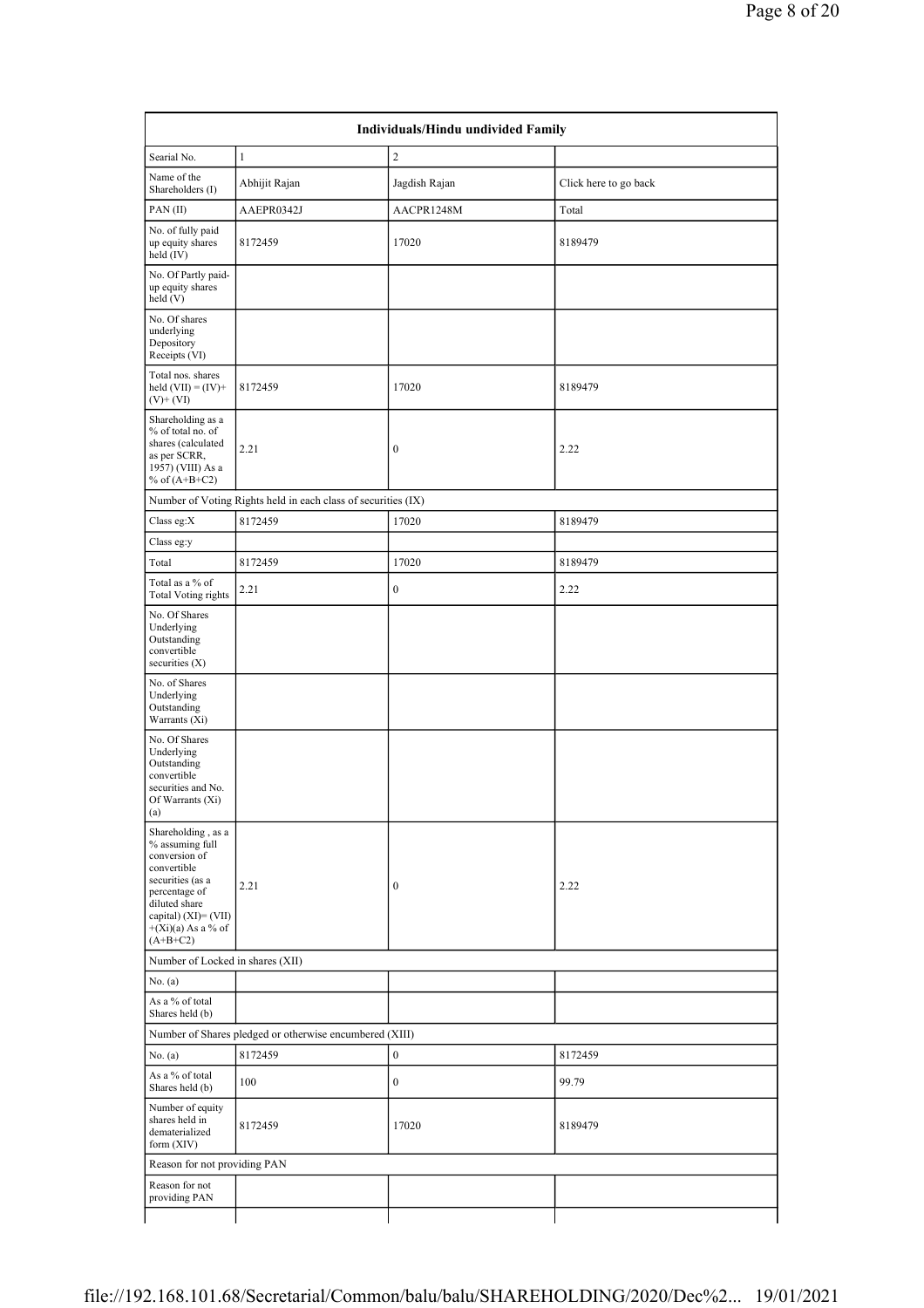| Individuals/Hindu undivided Family | | | |
|---|---|---|---|
| Searial No. | 1 | 2 | |
| Name of the Shareholders (I) | Abhijit Rajan | Jagdish Rajan | Click here to go back |
| PAN (II) | AAEPR0342J | AACPR1248M | Total |
| No. of fully paid up equity shares held (IV) | 8172459 | 17020 | 8189479 |
| No. Of Partly paid-up equity shares held (V) | | | |
| No. Of shares underlying Depository Receipts (VI) | | | |
| Total nos. shares held (VII) = (IV)+(V)+ (VI) | 8172459 | 17020 | 8189479 |
| Shareholding as a % of total no. of shares (calculated as per SCRR, 1957) (VIII) As a % of (A+B+C2) | 2.21 | 0 | 2.22 |
| Number of Voting Rights held in each class of securities (IX) | | | |
| Class eg:X | 8172459 | 17020 | 8189479 |
| Class eg:y | | | |
| Total | 8172459 | 17020 | 8189479 |
| Total as a % of Total Voting rights | 2.21 | 0 | 2.22 |
| No. Of Shares Underlying Outstanding convertible securities (X) | | | |
| No. of Shares Underlying Outstanding Warrants (Xi) | | | |
| No. Of Shares Underlying Outstanding convertible securities and No. Of Warrants (Xi) (a) | | | |
| Shareholding , as a % assuming full conversion of convertible securities (as a percentage of diluted share capital) (XI)= (VII)+(Xi)(a) As a % of (A+B+C2) | 2.21 | 0 | 2.22 |
| Number of Locked in shares (XII) | | | |
| No. (a) | | | |
| As a % of total Shares held (b) | | | |
| Number of Shares pledged or otherwise encumbered (XIII) | | | |
| No. (a) | 8172459 | 0 | 8172459 |
| As a % of total Shares held (b) | 100 | 0 | 99.79 |
| Number of equity shares held in dematerialized form (XIV) | 8172459 | 17020 | 8189479 |
| Reason for not providing PAN | | | |
| Reason for not providing PAN | | | |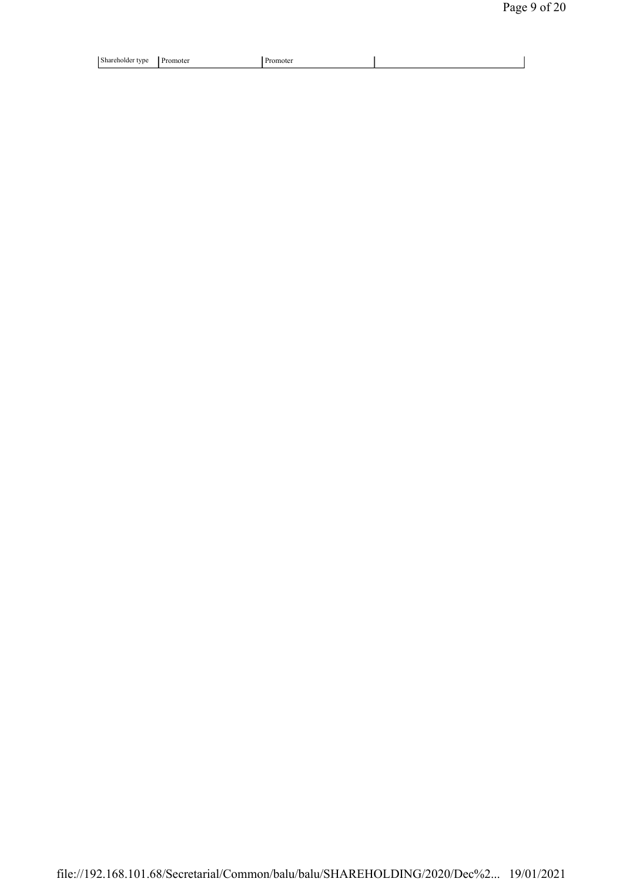| Shareholder type | Promoter | Promoter | |
|---|---|---|---|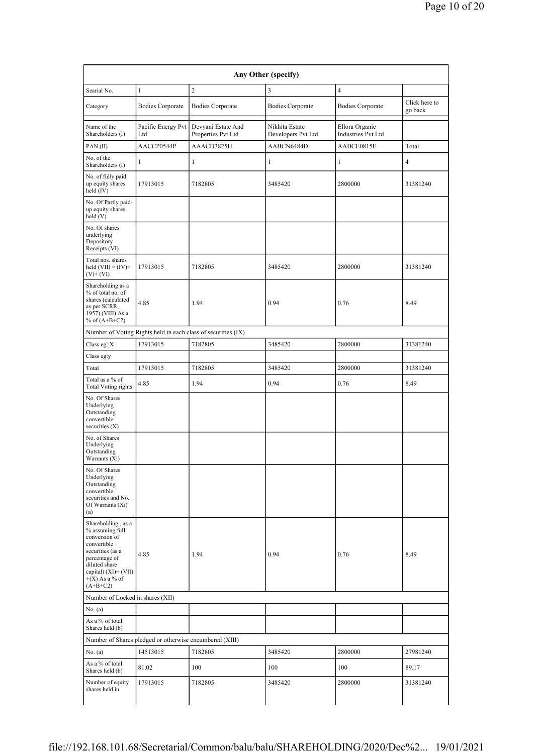| Any Other (specify) | | | | | |
|---|---|---|---|---|---|
| Searial No. | 1 | 2 | 3 | 4 | |
| Category | Bodies Corporate | Bodies Corporate | Bodies Corporate | Bodies Corporate | Click here to go back |
| Name of the Shareholders (I) | Pacific Energy Pvt Ltd | Devyani Estate And Properties Pvt Ltd | Nikhita Estate Developers Pvt Ltd | Ellora Organic Industries Pvt Ltd | |
| PAN (II) | AACCP0544P | AAACD3825H | AABCN6484D | AABCE0815F | Total |
| No. of the Shareholders (I) | 1 | 1 | 1 | 1 | 4 |
| No. of fully paid up equity shares held (IV) | 17913015 | 7182805 | 3485420 | 2800000 | 31381240 |
| No. Of Partly paid-up equity shares held (V) | | | | | |
| No. Of shares underlying Depository Receipts (VI) | | | | | |
| Total nos. shares held (VII) = (IV)+(V)+ (VI) | 17913015 | 7182805 | 3485420 | 2800000 | 31381240 |
| Shareholding as a % of total no. of shares (calculated as per SCRR, 1957) (VIII) As a % of (A+B+C2) | 4.85 | 1.94 | 0.94 | 0.76 | 8.49 |
| Number of Voting Rights held in each class of securities (IX) | | | | | |
| Class eg: X | 17913015 | 7182805 | 3485420 | 2800000 | 31381240 |
| Class eg:y | | | | | |
| Total | 17913015 | 7182805 | 3485420 | 2800000 | 31381240 |
| Total as a % of Total Voting rights | 4.85 | 1.94 | 0.94 | 0.76 | 8.49 |
| No. Of Shares Underlying Outstanding convertible securities (X) | | | | | |
| No. of Shares Underlying Outstanding Warrants (Xi) | | | | | |
| No. Of Shares Underlying Outstanding convertible securities and No. Of Warrants (Xi) (a) | | | | | |
| Shareholding , as a % assuming full conversion of convertible securities (as a percentage of diluted share capital) (XI)= (VII)+(X) As a % of (A+B+C2) | 4.85 | 1.94 | 0.94 | 0.76 | 8.49 |
| Number of Locked in shares (XII) | | | | | |
| No. (a) | | | | | |
| As a % of total Shares held (b) | | | | | |
| Number of Shares pledged or otherwise encumbered (XIII) | | | | | |
| No. (a) | 14513015 | 7182805 | 3485420 | 2800000 | 27981240 |
| As a % of total Shares held (b) | 81.02 | 100 | 100 | 100 | 89.17 |
| Number of equity shares held in | 17913015 | 7182805 | 3485420 | 2800000 | 31381240 |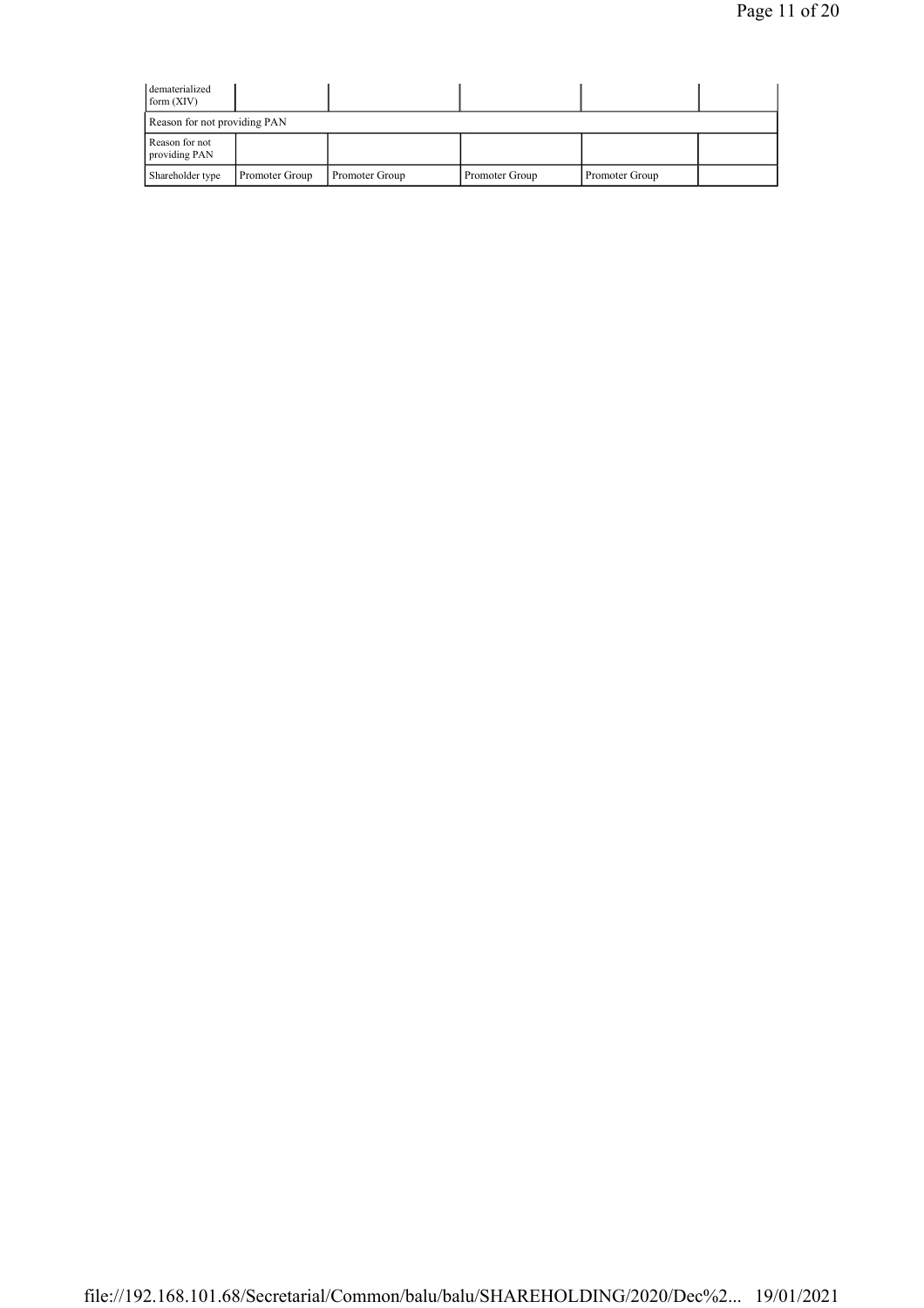| dematerialized form (XIV) | | | | | |
|---|---|---|---|---|---|
| Reason for not providing PAN | | | | | |
| Reason for not providing PAN | | | | | |
| Shareholder type | Promoter Group | Promoter Group | Promoter Group | Promoter Group | |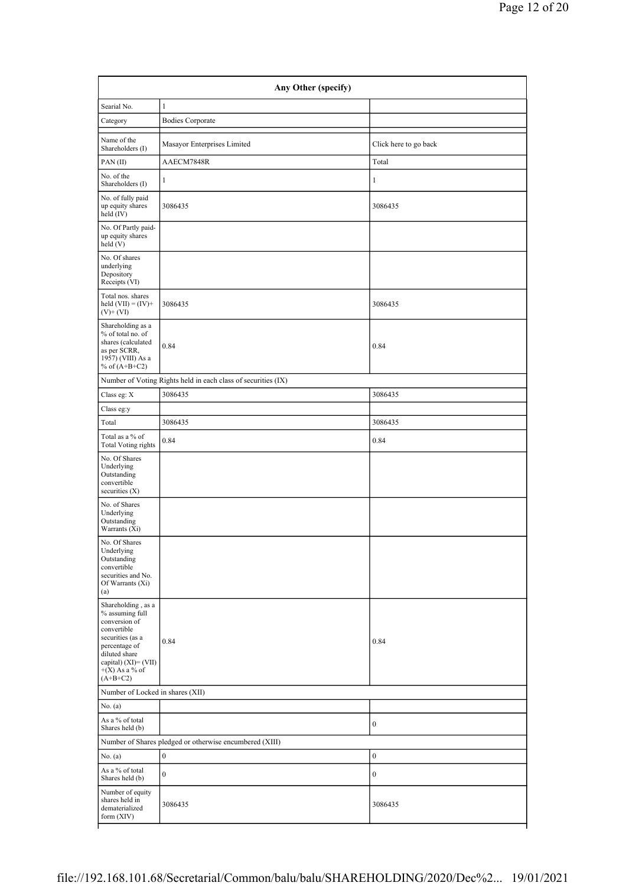| Any Other (specify) | | |
|---|---|---|
| Searial No. | 1 | |
| Category | Bodies Corporate | |
| Name of the Shareholders (I) | Masayor Enterprises Limited | Click here to go back |
| PAN (II) | AAECM7848R | Total |
| No. of the Shareholders (I) | 1 | 1 |
| No. of fully paid up equity shares held (IV) | 3086435 | 3086435 |
| No. Of Partly paid-up equity shares held (V) | | |
| No. Of shares underlying Depository Receipts (VI) | | |
| Total nos. shares held (VII) = (IV)+ (V)+ (VI) | 3086435 | 3086435 |
| Shareholding as a % of total no. of shares (calculated as per SCRR, 1957) (VIII) As a % of (A+B+C2) | 0.84 | 0.84 |
| Number of Voting Rights held in each class of securities (IX) | | |
| Class eg: X | 3086435 | 3086435 |
| Class eg:y | | |
| Total | 3086435 | 3086435 |
| Total as a % of Total Voting rights | 0.84 | 0.84 |
| No. Of Shares Underlying Outstanding convertible securities (X) | | |
| No. of Shares Underlying Outstanding Warrants (Xi) | | |
| No. Of Shares Underlying Outstanding convertible securities and No. Of Warrants (Xi) (a) | | |
| Shareholding , as a % assuming full conversion of convertible securities (as a percentage of diluted share capital) (XI)= (VII) +(X) As a % of (A+B+C2) | 0.84 | 0.84 |
| Number of Locked in shares (XII) | | |
| No. (a) | | |
| As a % of total Shares held (b) | | 0 |
| Number of Shares pledged or otherwise encumbered (XIII) | | |
| No. (a) | 0 | 0 |
| As a % of total Shares held (b) | 0 | 0 |
| Number of equity shares held in dematerialized form (XIV) | 3086435 | 3086435 |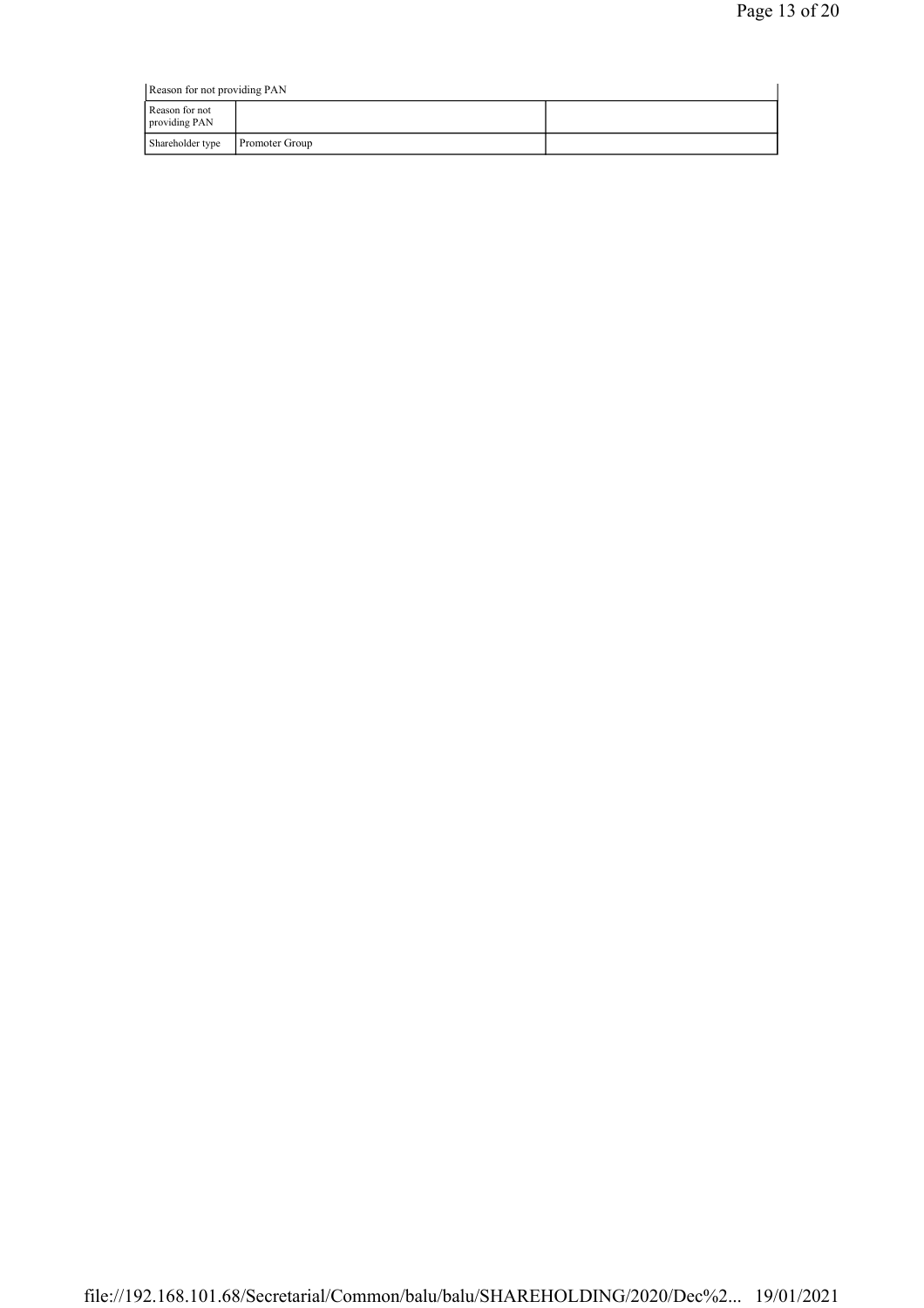| Reason for not providing PAN | | |
|---|---|---|
| Reason for not providing PAN | | |
| Shareholder type | Promoter Group | |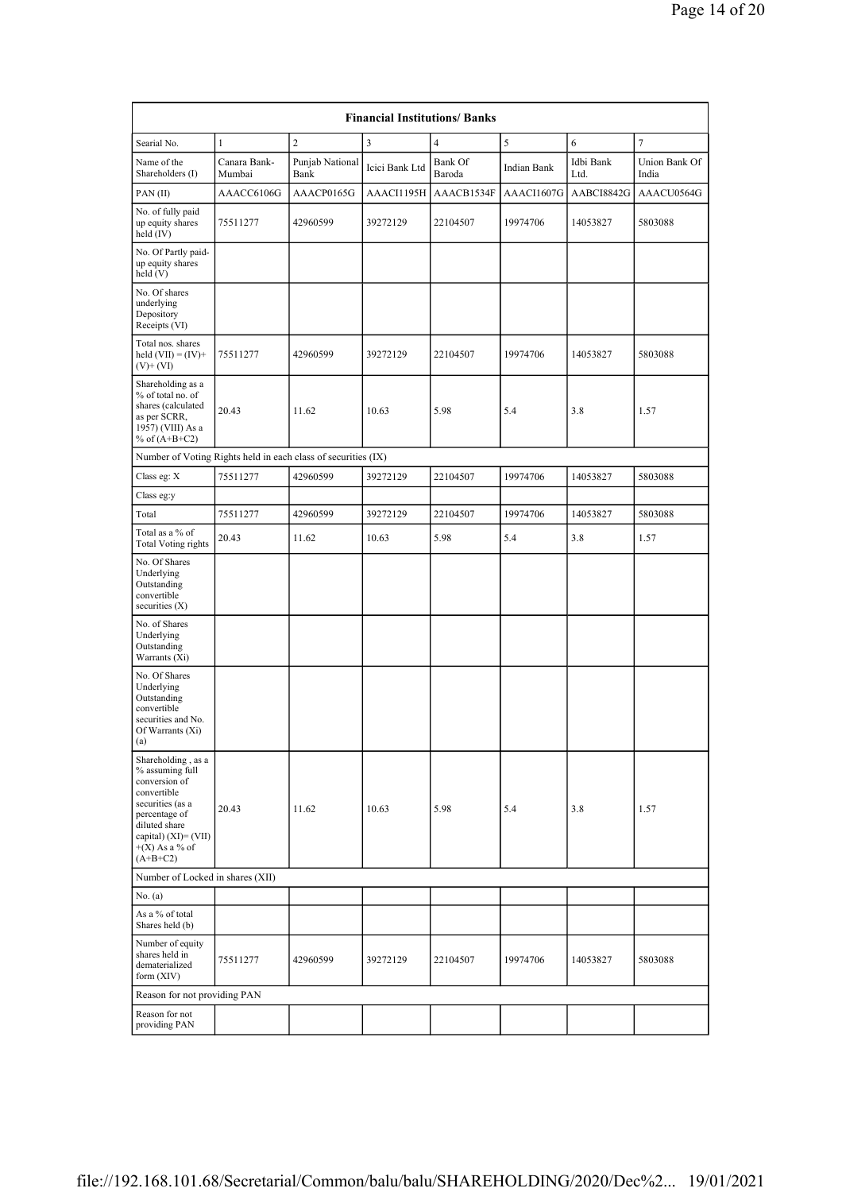| Financial Institutions/ Banks | | | | | | | |
|---|---|---|---|---|---|---|---|
| Searial No. | 1 | 2 | 3 | 4 | 5 | 6 | 7 |
| Name of the Shareholders (I) | Canara Bank-Mumbai | Punjab National Bank | Icici Bank Ltd | Bank Of Baroda | Indian Bank | Idbi Bank Ltd. | Union Bank Of India |
| PAN (II) | AAACC6106G | AAACP0165G | AAACI1195H | AAACB1534F | AAACI1607G | AABCI8842G | AAACU0564G |
| No. of fully paid up equity shares held (IV) | 75511277 | 42960599 | 39272129 | 22104507 | 19974706 | 14053827 | 5803088 |
| No. Of Partly paid-up equity shares held (V) | | | | | | | |
| No. Of shares underlying Depository Receipts (VI) | | | | | | | |
| Total nos. shares held (VII) = (IV)+ (V)+ (VI) | 75511277 | 42960599 | 39272129 | 22104507 | 19974706 | 14053827 | 5803088 |
| Shareholding as a % of total no. of shares (calculated as per SCRR, 1957) (VIII) As a % of (A+B+C2) | 20.43 | 11.62 | 10.63 | 5.98 | 5.4 | 3.8 | 1.57 |
| Number of Voting Rights held in each class of securities (IX) | | | | | | | |
| Class eg: X | 75511277 | 42960599 | 39272129 | 22104507 | 19974706 | 14053827 | 5803088 |
| Class eg:y | | | | | | | |
| Total | 75511277 | 42960599 | 39272129 | 22104507 | 19974706 | 14053827 | 5803088 |
| Total as a % of Total Voting rights | 20.43 | 11.62 | 10.63 | 5.98 | 5.4 | 3.8 | 1.57 |
| No. Of Shares Underlying Outstanding convertible securities (X) | | | | | | | |
| No. of Shares Underlying Outstanding Warrants (Xi) | | | | | | | |
| No. Of Shares Underlying Outstanding convertible securities and No. Of Warrants (Xi) (a) | | | | | | | |
| Shareholding , as a % assuming full conversion of convertible securities (as a percentage of diluted share capital) (XI)= (VII) +(X) As a % of (A+B+C2) | 20.43 | 11.62 | 10.63 | 5.98 | 5.4 | 3.8 | 1.57 |
| Number of Locked in shares (XII) | | | | | | | |
| No. (a) | | | | | | | |
| As a % of total Shares held (b) | | | | | | | |
| Number of equity shares held in dematerialized form (XIV) | 75511277 | 42960599 | 39272129 | 22104507 | 19974706 | 14053827 | 5803088 |
| Reason for not providing PAN | | | | | | | |
| Reason for not providing PAN | | | | | | | |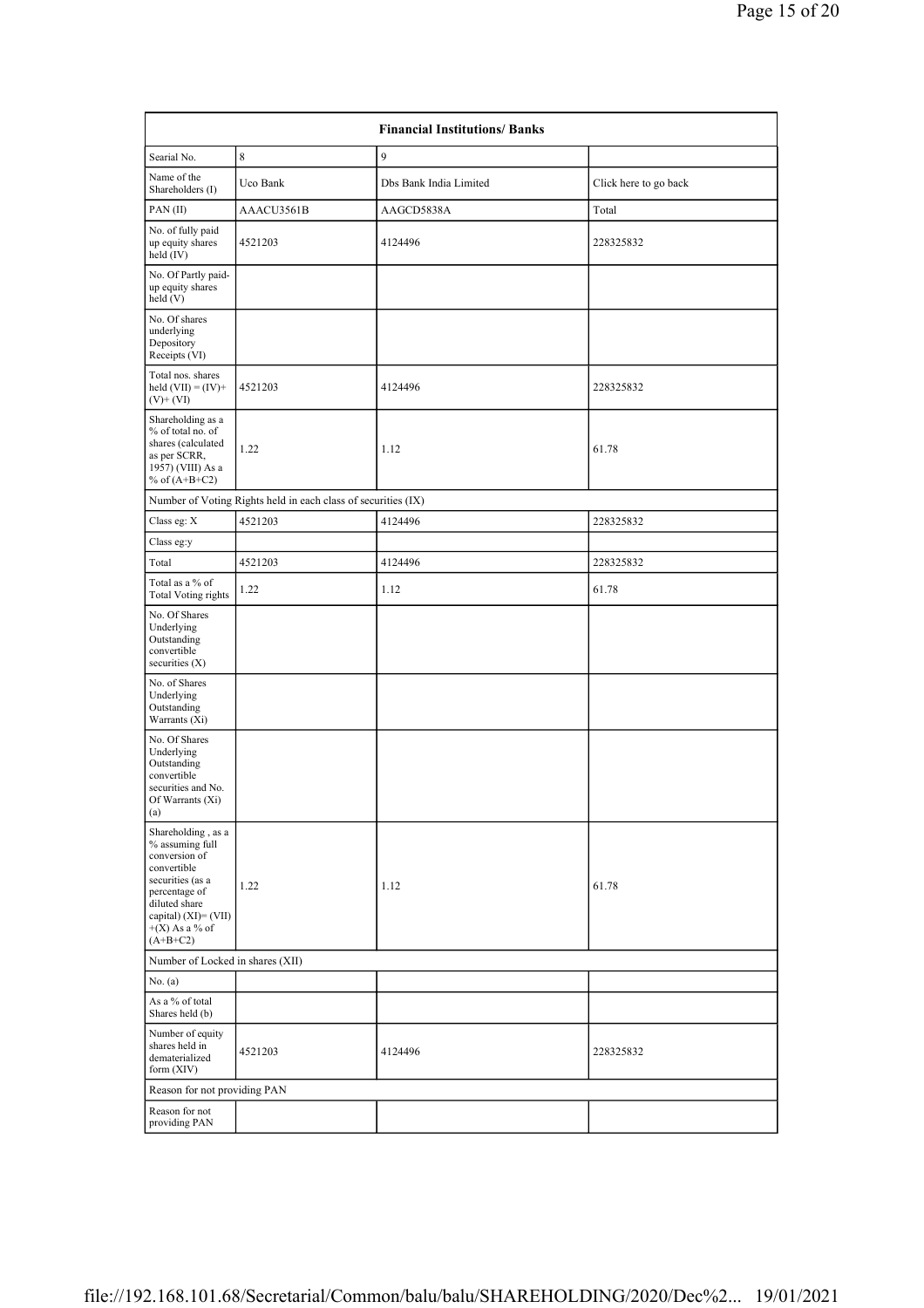| Financial Institutions/ Banks | | | |
|---|---|---|---|
| Searial No. | 8 | 9 | |
| Name of the Shareholders (I) | Uco Bank | Dbs Bank India Limited | Click here to go back |
| PAN (II) | AAACU3561B | AAGCD5838A | Total |
| No. of fully paid up equity shares held (IV) | 4521203 | 4124496 | 228325832 |
| No. Of Partly paid-up equity shares held (V) | | | |
| No. Of shares underlying Depository Receipts (VI) | | | |
| Total nos. shares held (VII) = (IV)+(V)+ (VI) | 4521203 | 4124496 | 228325832 |
| Shareholding as a % of total no. of shares (calculated as per SCRR, 1957) (VIII) As a % of (A+B+C2) | 1.22 | 1.12 | 61.78 |
| Number of Voting Rights held in each class of securities (IX) | | | |
| Class eg: X | 4521203 | 4124496 | 228325832 |
| Class eg:y | | | |
| Total | 4521203 | 4124496 | 228325832 |
| Total as a % of Total Voting rights | 1.22 | 1.12 | 61.78 |
| No. Of Shares Underlying Outstanding convertible securities (X) | | | |
| No. of Shares Underlying Outstanding Warrants (Xi) | | | |
| No. Of Shares Underlying Outstanding convertible securities and No. Of Warrants (Xi) (a) | | | |
| Shareholding , as a % assuming full conversion of convertible securities (as a percentage of diluted share capital) (XI)= (VII)+(X) As a % of (A+B+C2) | 1.22 | 1.12 | 61.78 |
| Number of Locked in shares (XII) | | | |
| No. (a) | | | |
| As a % of total Shares held (b) | | | |
| Number of equity shares held in dematerialized form (XIV) | 4521203 | 4124496 | 228325832 |
| Reason for not providing PAN | | | |
| Reason for not providing PAN | | | |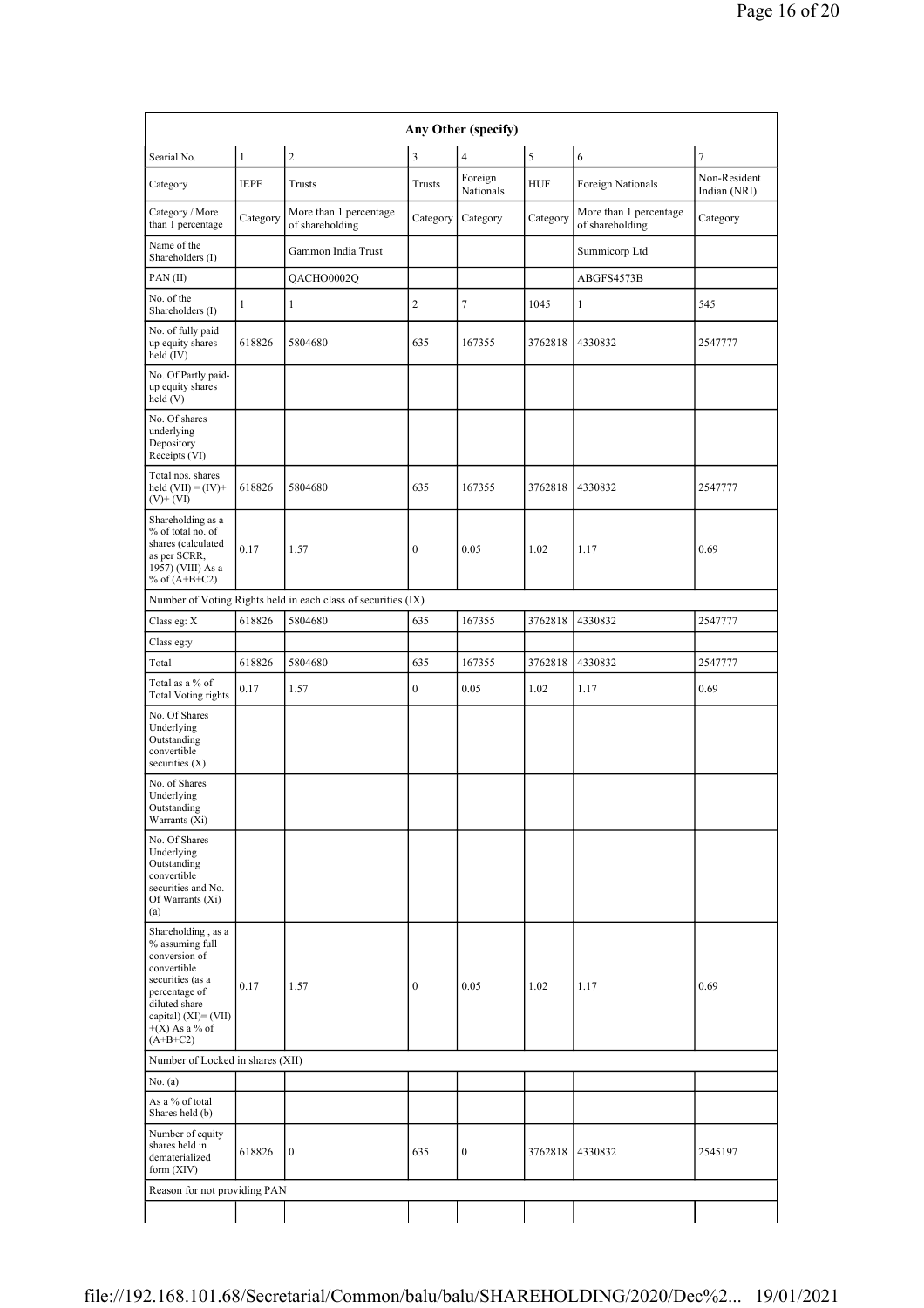| Any Other (specify) | | | | | | | |
|---|---|---|---|---|---|---|---|
| Searial No. | 1 | 2 | 3 | 4 | 5 | 6 | 7 |
| Category | IEPF | Trusts | Trusts | Foreign Nationals | HUF | Foreign Nationals | Non-Resident Indian (NRI) |
| Category / More than 1 percentage | Category | More than 1 percentage of shareholding | Category | Category | Category | More than 1 percentage of shareholding | Category |
| Name of the Shareholders (I) | | Gammon India Trust | | | | Summicorp Ltd | |
| PAN (II) | | QACHO0002Q | | | | ABGFS4573B | |
| No. of the Shareholders (I) | 1 | 1 | 2 | 7 | 1045 | 1 | 545 |
| No. of fully paid up equity shares held (IV) | 618826 | 5804680 | 635 | 167355 | 3762818 | 4330832 | 2547777 |
| No. Of Partly paid-up equity shares held (V) | | | | | | | |
| No. Of shares underlying Depository Receipts (VI) | | | | | | | |
| Total nos. shares held (VII) = (IV)+ (V)+ (VI) | 618826 | 5804680 | 635 | 167355 | 3762818 | 4330832 | 2547777 |
| Shareholding as a % of total no. of shares (calculated as per SCRR, 1957) (VIII) As a % of (A+B+C2) | 0.17 | 1.57 | 0 | 0.05 | 1.02 | 1.17 | 0.69 |
| Number of Voting Rights held in each class of securities (IX) | | | | | | | |
| Class eg: X | 618826 | 5804680 | 635 | 167355 | 3762818 | 4330832 | 2547777 |
| Class eg:y | | | | | | | |
| Total | 618826 | 5804680 | 635 | 167355 | 3762818 | 4330832 | 2547777 |
| Total as a % of Total Voting rights | 0.17 | 1.57 | 0 | 0.05 | 1.02 | 1.17 | 0.69 |
| No. Of Shares Underlying Outstanding convertible securities (X) | | | | | | | |
| No. of Shares Underlying Outstanding Warrants (Xi) | | | | | | | |
| No. Of Shares Underlying Outstanding convertible securities and No. Of Warrants (Xi) (a) | | | | | | | |
| Shareholding , as a % assuming full conversion of convertible securities (as a percentage of diluted share capital) (XI)= (VII) +(X) As a % of (A+B+C2) | 0.17 | 1.57 | 0 | 0.05 | 1.02 | 1.17 | 0.69 |
| Number of Locked in shares (XII) | | | | | | | |
| No. (a) | | | | | | | |
| As a % of total Shares held (b) | | | | | | | |
| Number of equity shares held in dematerialized form (XIV) | 618826 | 0 | 635 | 0 | 3762818 | 4330832 | 2545197 |
| Reason for not providing PAN | | | | | | | |
| | | | | | | | |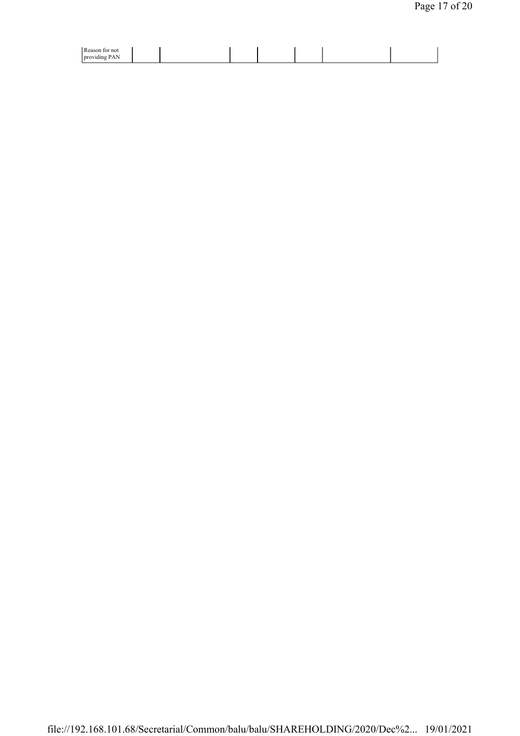| Reason for not providing PAN | | | | | | | |
|---|---|---|---|---|---|---|---|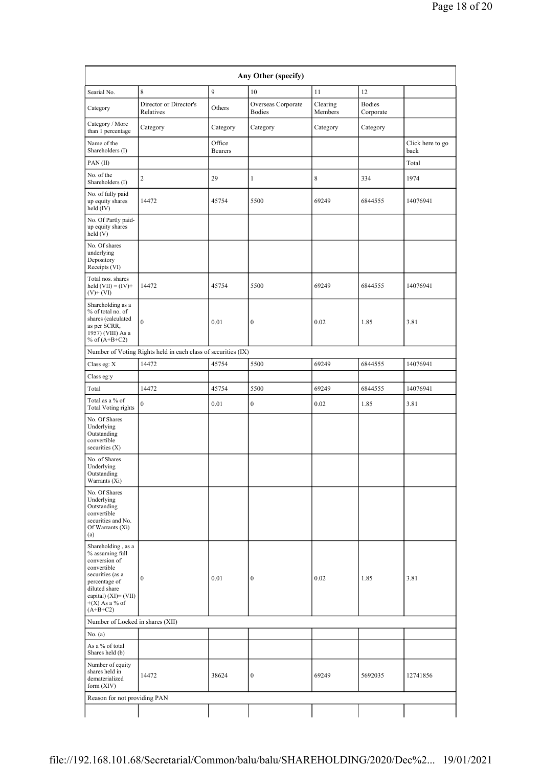| Any Other (specify) | | | | | | |
|---|---|---|---|---|---|---|
| Searial No. | 8 | 9 | 10 | 11 | 12 | |
| Category | Director or Director's Relatives | Others | Overseas Corporate Bodies | Clearing Members | Bodies Corporate | |
| Category / More than 1 percentage | Category | Category | Category | Category | Category | |
| Name of the Shareholders (I) | | Office Bearers | | | | Click here to go back |
| PAN (II) | | | | | | Total |
| No. of the Shareholders (I) | 2 | 29 | 1 | 8 | 334 | 1974 |
| No. of fully paid up equity shares held (IV) | 14472 | 45754 | 5500 | 69249 | 6844555 | 14076941 |
| No. Of Partly paid-up equity shares held (V) | | | | | | |
| No. Of shares underlying Depository Receipts (VI) | | | | | | |
| Total nos. shares held (VII) = (IV)+ (V)+ (VI) | 14472 | 45754 | 5500 | 69249 | 6844555 | 14076941 |
| Shareholding as a % of total no. of shares (calculated as per SCRR, 1957) (VIII) As a % of (A+B+C2) | 0 | 0.01 | 0 | 0.02 | 1.85 | 3.81 |
| Number of Voting Rights held in each class of securities (IX) | | | | | | |
| Class eg: X | 14472 | 45754 | 5500 | 69249 | 6844555 | 14076941 |
| Class eg:y | | | | | | |
| Total | 14472 | 45754 | 5500 | 69249 | 6844555 | 14076941 |
| Total as a % of Total Voting rights | 0 | 0.01 | 0 | 0.02 | 1.85 | 3.81 |
| No. Of Shares Underlying Outstanding convertible securities (X) | | | | | | |
| No. of Shares Underlying Outstanding Warrants (Xi) | | | | | | |
| No. Of Shares Underlying Outstanding convertible securities and No. Of Warrants (Xi) (a) | | | | | | |
| Shareholding , as a % assuming full conversion of convertible securities (as a percentage of diluted share capital) (XI)= (VII) +(X) As a % of (A+B+C2) | 0 | 0.01 | 0 | 0.02 | 1.85 | 3.81 |
| Number of Locked in shares (XII) | | | | | | |
| No. (a) | | | | | | |
| As a % of total Shares held (b) | | | | | | |
| Number of equity shares held in dematerialized form (XIV) | 14472 | 38624 | 0 | 69249 | 5692035 | 12741856 |
| Reason for not providing PAN | | | | | | |
| | | | | | | |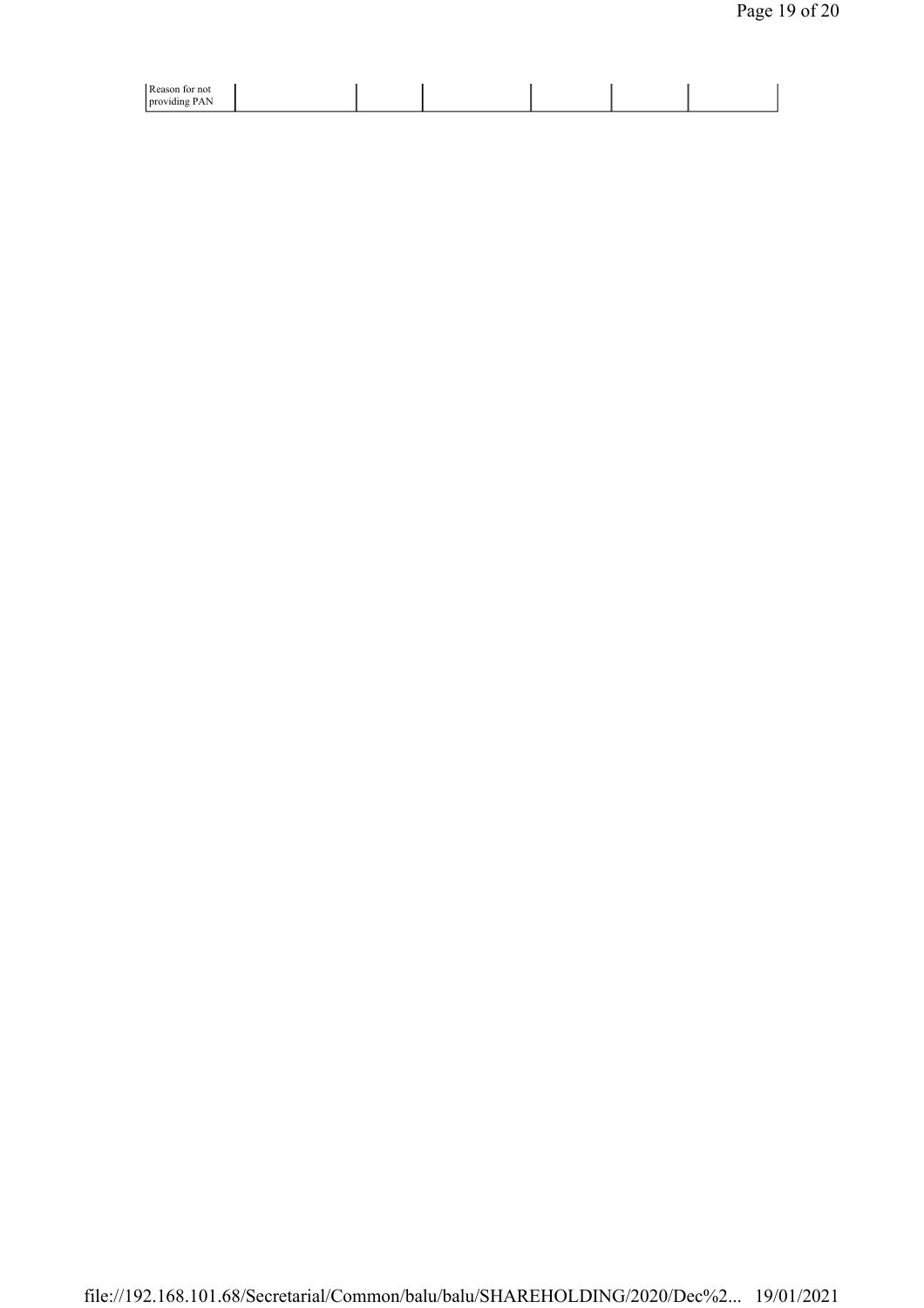| Reason for not providing PAN | | | | | | |
|---|---|---|---|---|---|---|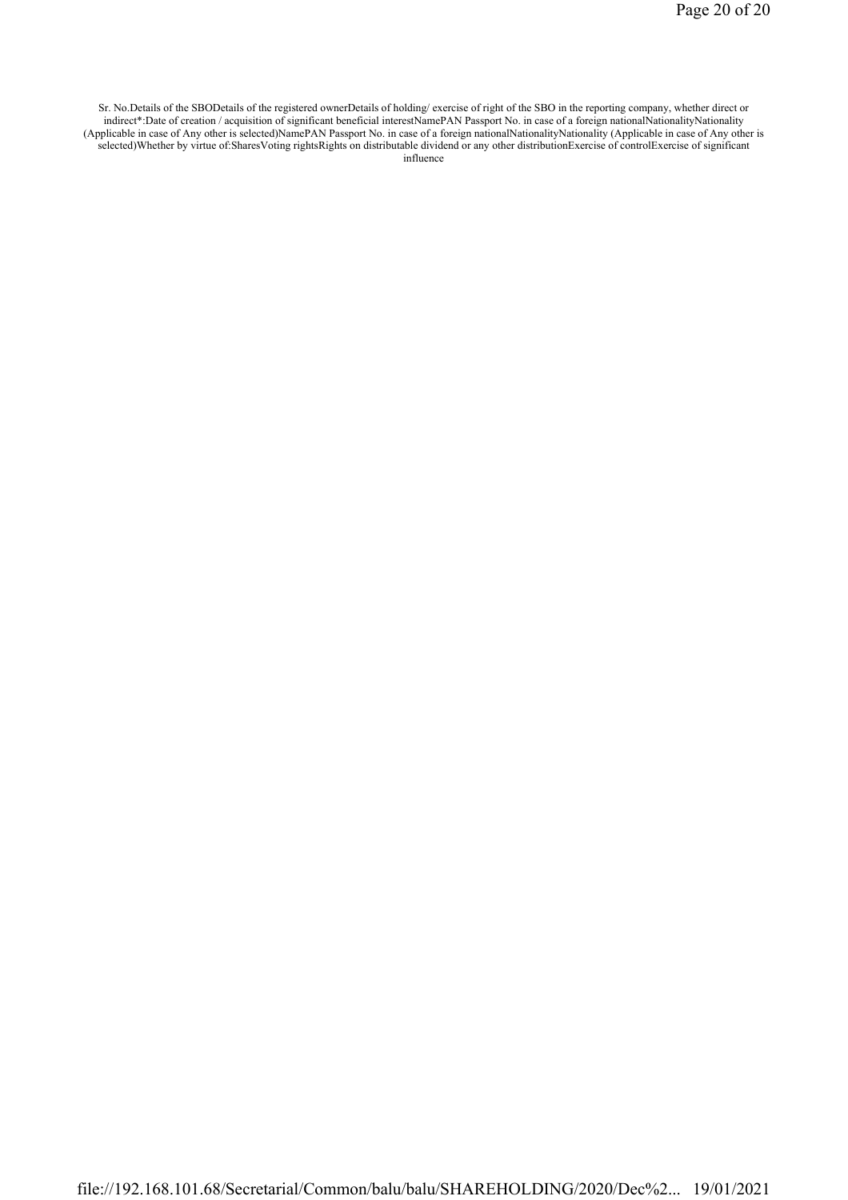| Sr. No. | Details of the SBO | | | | | Details of the registered owner | | | | | Details of holding/ exercise of right of the SBO in the reporting company, whether direct or indirect*: | | | | | Date of creation / acquisition of significant beneficial interest |
|---|---|---|---|---|---|---|---|---|---|---|---|---|---|---|---|---|
| | Name | PAN | Passport No. in case of a foreign national | Nationality | Nationality (Applicable in case of Any other is selected) | Name | PAN | Passport No. in case of a foreign national | Nationality | Nationality (Applicable in case of Any other is selected) | Whether by virtue of: | | | | | |
| | | | | | | | | | | | Shares | Voting rights | Rights on distributable dividend or any other distribution | Exercise of control | Exercise of significant influence | |